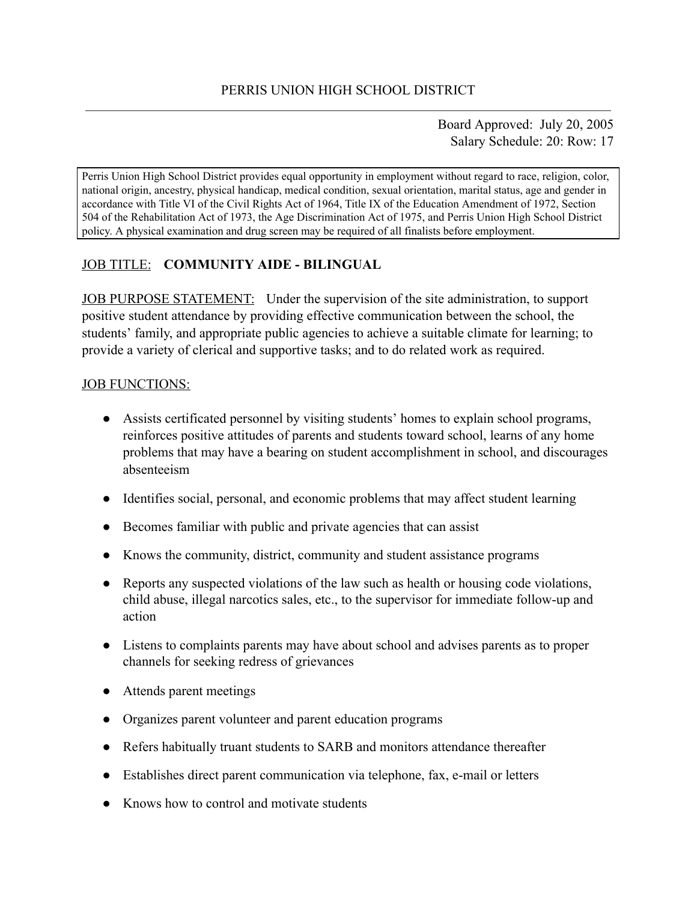# PERRIS UNION HIGH SCHOOL DISTRICT

Board Approved: July 20, 2005
Salary Schedule: 20: Row: 17

Perris Union High School District provides equal opportunity in employment without regard to race, religion, color, national origin, ancestry, physical handicap, medical condition, sexual orientation, marital status, age and gender in accordance with Title VI of the Civil Rights Act of 1964, Title IX of the Education Amendment of 1972, Section 504 of the Rehabilitation Act of 1973, the Age Discrimination Act of 1975, and Perris Union High School District policy. A physical examination and drug screen may be required of all finalists before employment.

JOB TITLE: **COMMUNITY AIDE - BILINGUAL**

JOB PURPOSE STATEMENT: Under the supervision of the site administration, to support positive student attendance by providing effective communication between the school, the students' family, and appropriate public agencies to achieve a suitable climate for learning; to provide a variety of clerical and supportive tasks; and to do related work as required.

JOB FUNCTIONS:

- Assists certificated personnel by visiting students' homes to explain school programs, reinforces positive attitudes of parents and students toward school, learns of any home problems that may have a bearing on student accomplishment in school, and discourages absenteeism
- Identifies social, personal, and economic problems that may affect student learning
- Becomes familiar with public and private agencies that can assist
- Knows the community, district, community and student assistance programs
- Reports any suspected violations of the law such as health or housing code violations, child abuse, illegal narcotics sales, etc., to the supervisor for immediate follow-up and action
- Listens to complaints parents may have about school and advises parents as to proper channels for seeking redress of grievances
- Attends parent meetings
- Organizes parent volunteer and parent education programs
- Refers habitually truant students to SARB and monitors attendance thereafter
- Establishes direct parent communication via telephone, fax, e-mail or letters
- Knows how to control and motivate students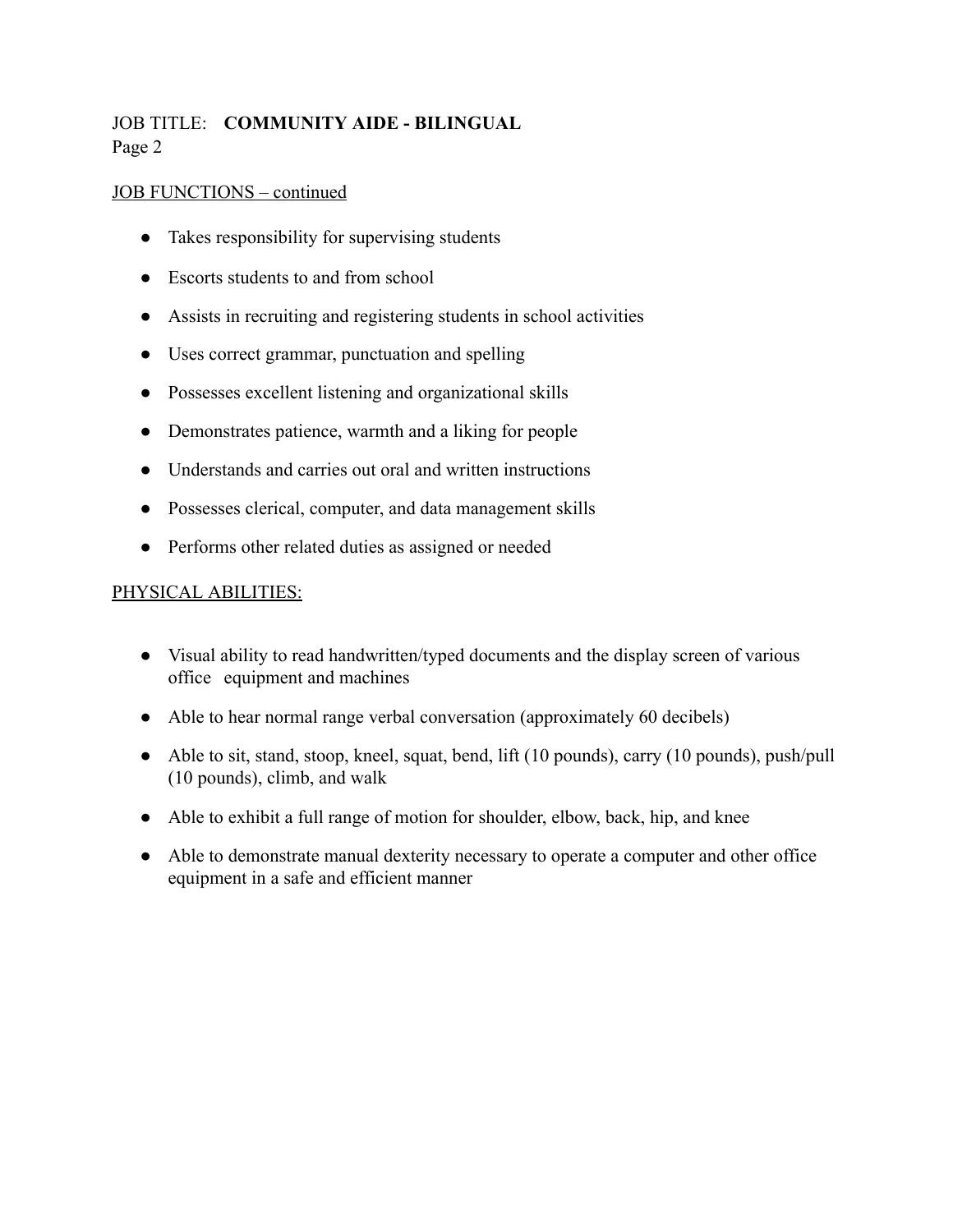JOB TITLE: **COMMUNITY AIDE - BILINGUAL**

Page 2

JOB FUNCTIONS – continued

- Takes responsibility for supervising students
- Escorts students to and from school
- Assists in recruiting and registering students in school activities
- Uses correct grammar, punctuation and spelling
- Possesses excellent listening and organizational skills
- Demonstrates patience, warmth and a liking for people
- Understands and carries out oral and written instructions
- Possesses clerical, computer, and data management skills
- Performs other related duties as assigned or needed

PHYSICAL ABILITIES:

- Visual ability to read handwritten/typed documents and the display screen of various office equipment and machines
- Able to hear normal range verbal conversation (approximately 60 decibels)
- Able to sit, stand, stoop, kneel, squat, bend, lift (10 pounds), carry (10 pounds), push/pull (10 pounds), climb, and walk
- Able to exhibit a full range of motion for shoulder, elbow, back, hip, and knee
- Able to demonstrate manual dexterity necessary to operate a computer and other office equipment in a safe and efficient manner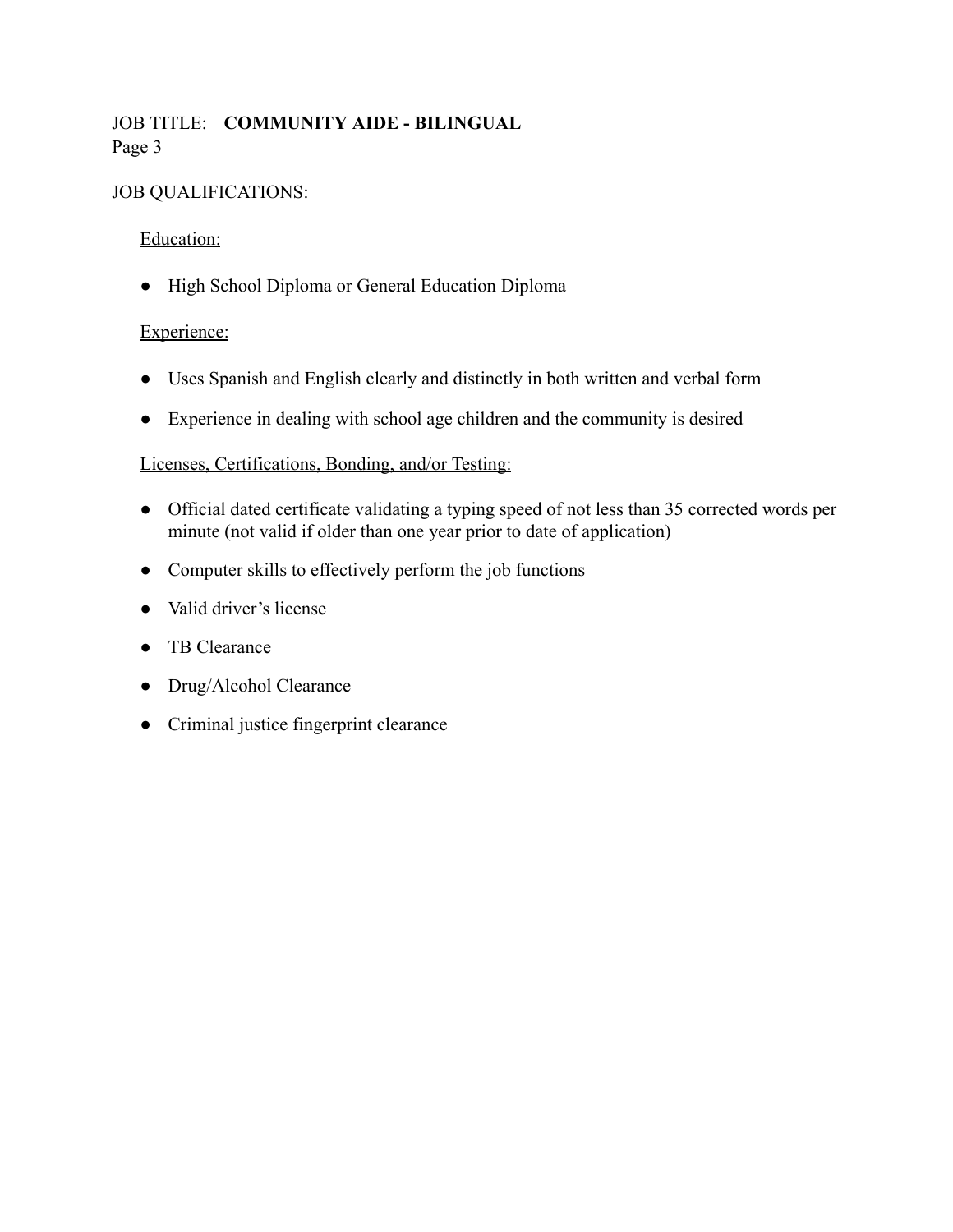JOB TITLE: **COMMUNITY AIDE - BILINGUAL**

## JOB QUALIFICATIONS:

### Education:

- High School Diploma or General Education Diploma

### Experience:

- Uses Spanish and English clearly and distinctly in both written and verbal form
- Experience in dealing with school age children and the community is desired

### Licenses, Certifications, Bonding, and/or Testing:

- Official dated certificate validating a typing speed of not less than 35 corrected words per minute (not valid if older than one year prior to date of application)
- Computer skills to effectively perform the job functions
- Valid driver's license
- TB Clearance
- Drug/Alcohol Clearance
- Criminal justice fingerprint clearance